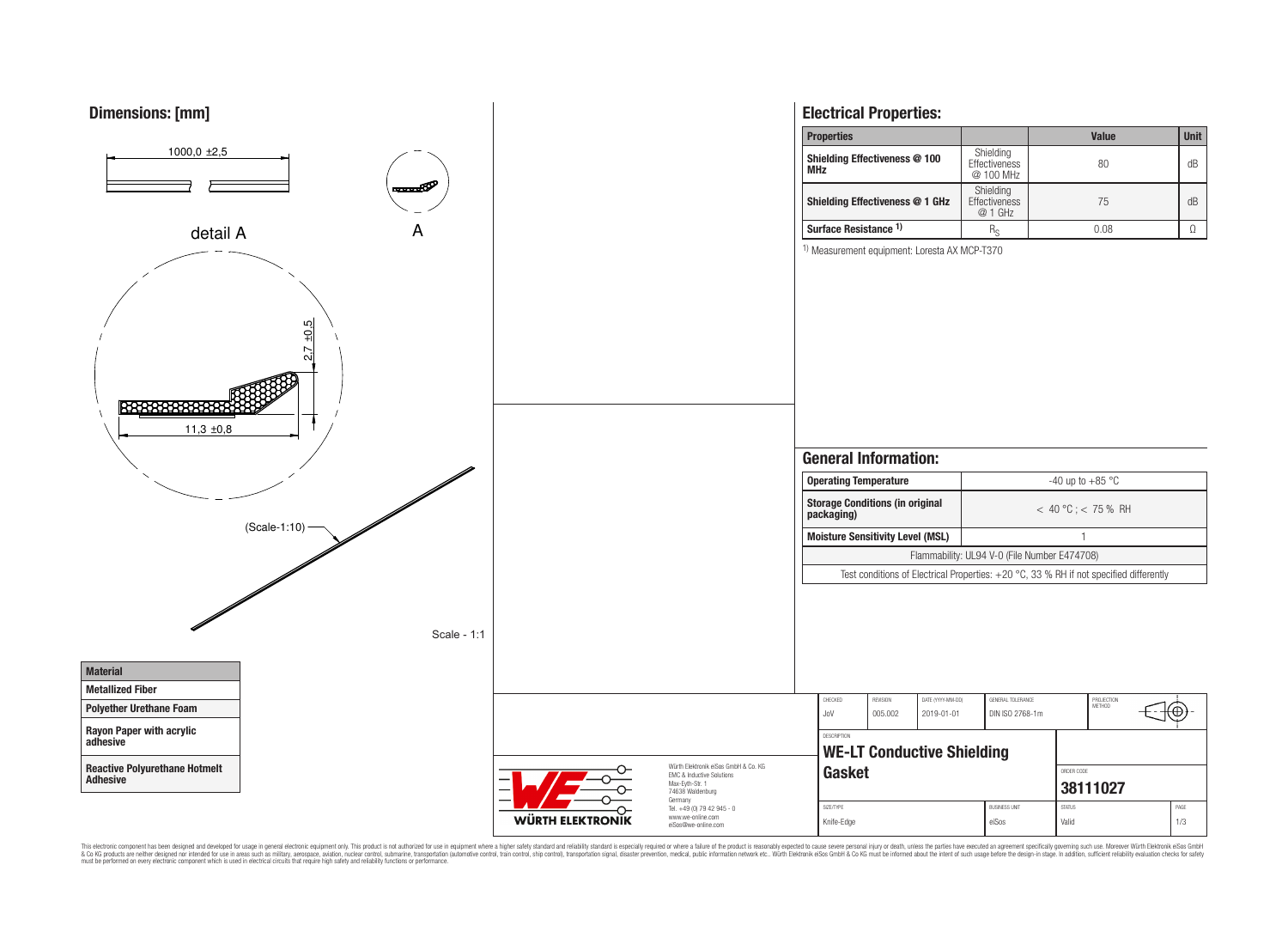## Dimensions: [mm]

1000,0 ±2,5

detail A

A

2,7 ±0,5

11,3 ±0,8

(Scale-1:10)

Scale - 1:1

| Material |
|---|
| Metallized Fiber |
| Polyether Urethane Foam |
| Rayon Paper with acrylic adhesive |
| Reactive Polyurethane Hotmelt Adhesive |

## Electrical Properties:

| Properties | | Value | Unit |
|---|---|---|---|
| Shielding Effectiveness @ 100 MHz | Shielding Effectiveness @ 100 MHz | 80 | dB |
| Shielding Effectiveness @ 1 GHz | Shielding Effectiveness @ 1 GHz | 75 | dB |
| Surface Resistance [1] | $R_S$ | 0.08 | Ω |

[1] Measurement equipment: Loresta AX MCP-T370

## General Information:

| Operating Temperature | -40 up to +85 °C |
|---|---|
| Storage Conditions (in original packaging) | < 40 °C ; < 75 % RH |
| Moisture Sensitivity Level (MSL) | 1 |
| Flammability: UL94 V-0 (File Number E474708) | |
| Test conditions of Electrical Properties: +20 °C, 33 % RH if not specified differently | |

| CHECKED | REVISION | DATE (YYYY-MM-DD) | GENERAL TOLERANCE | PROJECTION METHOD |
|---|---|---|---|---|
| JoV | 005.002 | 2019-01-01 | DIN ISO 2768-1m | |

DESCRIPTION: **WE-LT Conductive Shielding Gasket**

ORDER CODE: **38111027**

| SIZE/TYPE | BUSINESS UNIT | STATUS | PAGE |
|---|---|---|---|
| Knife-Edge | eiSos | Valid | 1/3 |

Würth Elektronik eiSos GmbH & Co. KG
EMC & Inductive Solutions
Max-Eyth-Str. 1
74638 Waldenburg
Germany
Tel. +49 (0) 79 42 945 - 0
www.we-online.com
eiSos@we-online.com

WÜRTH ELEKTRONIK

This electronic component has been designed and developed for usage in general electronic equipment only. This product is not authorized for use in equipment where a higher safety standard and reliability standard is especially required or where a failure of the product is reasonably expected to cause severe personal injury or death, unless the parties have executed an agreement specifically governing such use. Moreover Würth Elektronik eiSos GmbH & Co KG products are neither designed nor intended for use in areas such as military, aerospace, aviation, nuclear control, submarine, transportation (automotive control, train control, ship control), transportation signal, disaster prevention, medical, public information network etc.. Würth Elektronik eiSos GmbH & Co KG must be informed about the intent of such usage before the design-in stage. In addition, sufficient reliability evaluation checks for safety must be performed on every electronic component which is used in electrical circuits that require high safety and reliability functions or performance.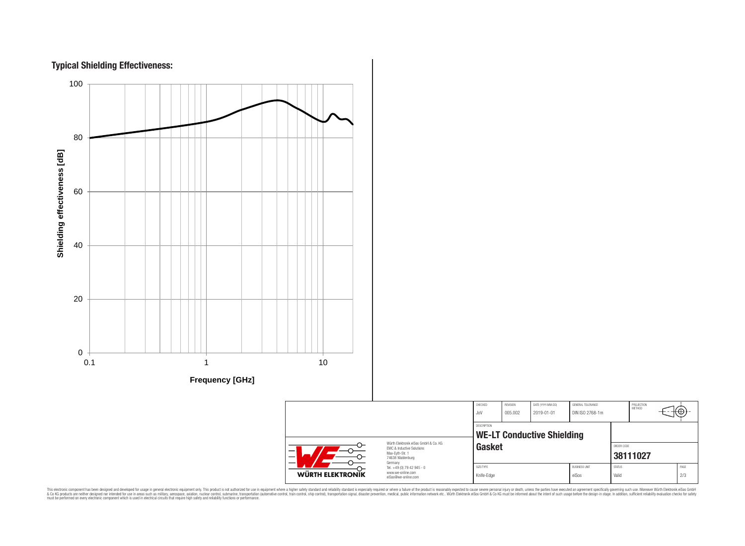**Typical Shielding Effectiveness:**

Shielding effectiveness [dB]

100
80
60
40
20
0

0.1 1 10

Frequency [GHz]

| CHECKED | REVISION | DATE (YYYY-MM-DD) | GENERAL TOLERANCE | PROJECTION METHOD |
|---|---|---|---|---|
| JoV | 005.002 | 2019-01-01 | DIN ISO 2768-1m | |

Würth Elektronik eiSos GmbH & Co. KG
EMC & Inductive Solutions
Max-Eyth-Str. 1
74638 Waldenburg
Germany
Tel. +49 (0) 79 42 945 - 0
www.we-online.com
eiSos@we-online.com

WÜRTH ELEKTRONIK

DESCRIPTION

**WE-LT Conductive Shielding Gasket**

ORDER CODE

**38111027**

| SIZE/TYPE | BUSINESS UNIT | STATUS | PAGE |
|---|---|---|---|
| Knife-Edge | eiSos | Valid | 2/3 |

This electronic component has been designed and developed for usage in general electronic equipment only. This product is not authorized for use in equipment where a higher safety standard and reliability standard is especially required or where a failure of the product is reasonably expected to cause severe personal injury or death, unless the parties have executed an agreement specifically governing such use. Moreover Würth Elektronik eiSos GmbH & Co KG products are neither designed nor intended for use in areas such as military, aerospace, aviation, nuclear control, submarine, transportation (automotive control, train control, ship control), transportation signal, disaster prevention, medical, public information network etc.. Würth Elektronik eiSos GmbH & Co KG must be informed about the intent of such usage before the design-in stage. In addition, sufficient reliability evaluation checks for safety must be performed on every electronic component which is used in electrical circuits that require high safety and reliability functions or performance.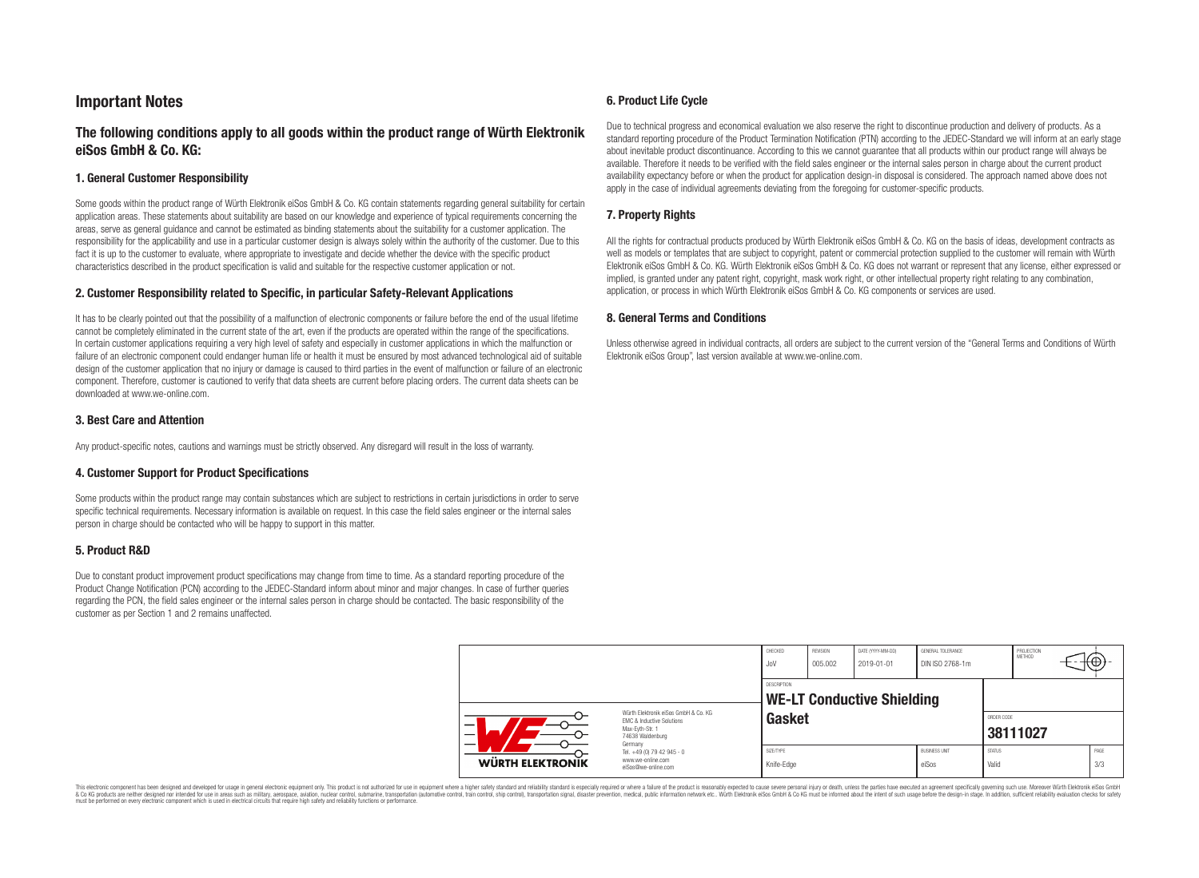# Important Notes

## The following conditions apply to all goods within the product range of Würth Elektronik eiSos GmbH & Co. KG:

### 1. General Customer Responsibility

Some goods within the product range of Würth Elektronik eiSos GmbH & Co. KG contain statements regarding general suitability for certain application areas. These statements about suitability are based on our knowledge and experience of typical requirements concerning the areas, serve as general guidance and cannot be estimated as binding statements about the suitability for a customer application. The responsibility for the applicability and use in a particular customer design is always solely within the authority of the customer. Due to this fact it is up to the customer to evaluate, where appropriate to investigate and decide whether the device with the specific product characteristics described in the product specification is valid and suitable for the respective customer application or not.

### 2. Customer Responsibility related to Specific, in particular Safety-Relevant Applications

It has to be clearly pointed out that the possibility of a malfunction of electronic components or failure before the end of the usual lifetime cannot be completely eliminated in the current state of the art, even if the products are operated within the range of the specifications. In certain customer applications requiring a very high level of safety and especially in customer applications in which the malfunction or failure of an electronic component could endanger human life or health it must be ensured by most advanced technological aid of suitable design of the customer application that no injury or damage is caused to third parties in the event of malfunction or failure of an electronic component. Therefore, customer is cautioned to verify that data sheets are current before placing orders. The current data sheets can be downloaded at www.we-online.com.

### 3. Best Care and Attention

Any product-specific notes, cautions and warnings must be strictly observed. Any disregard will result in the loss of warranty.

### 4. Customer Support for Product Specifications

Some products within the product range may contain substances which are subject to restrictions in certain jurisdictions in order to serve specific technical requirements. Necessary information is available on request. In this case the field sales engineer or the internal sales person in charge should be contacted who will be happy to support in this matter.

### 5. Product R&D

Due to constant product improvement product specifications may change from time to time. As a standard reporting procedure of the Product Change Notification (PCN) according to the JEDEC-Standard inform about minor and major changes. In case of further queries regarding the PCN, the field sales engineer or the internal sales person in charge should be contacted. The basic responsibility of the customer as per Section 1 and 2 remains unaffected.

### 6. Product Life Cycle

Due to technical progress and economical evaluation we also reserve the right to discontinue production and delivery of products. As a standard reporting procedure of the Product Termination Notification (PTN) according to the JEDEC-Standard we will inform at an early stage about inevitable product discontinuance. According to this we cannot guarantee that all products within our product range will always be available. Therefore it needs to be verified with the field sales engineer or the internal sales person in charge about the current product availability expectancy before or when the product for application design-in disposal is considered. The approach named above does not apply in the case of individual agreements deviating from the foregoing for customer-specific products.

### 7. Property Rights

All the rights for contractual products produced by Würth Elektronik eiSos GmbH & Co. KG on the basis of ideas, development contracts as well as models or templates that are subject to copyright, patent or commercial protection supplied to the customer will remain with Würth Elektronik eiSos GmbH & Co. KG. Würth Elektronik eiSos GmbH & Co. KG does not warrant or represent that any license, either expressed or implied, is granted under any patent right, copyright, mask work right, or other intellectual property right relating to any combination, application, or process in which Würth Elektronik eiSos GmbH & Co. KG components or services are used.

### 8. General Terms and Conditions

Unless otherwise agreed in individual contracts, all orders are subject to the current version of the "General Terms and Conditions of Würth Elektronik eiSos Group", last version available at www.we-online.com.

| | | | | | | |
|---|---|---|---|---|---|---|
| CHECKED JoV | REVISION 005.002 | DATE (YYYY-MM-DD) 2019-01-01 | GENERAL TOLERANCE DIN ISO 2768-1m | | PROJECTION METHOD | |
| DESCRIPTION **WE-LT Conductive Shielding Gasket** | | | | ORDER CODE **38111027** | | |
| SIZE/TYPE Knife-Edge | | | BUSINESS UNIT eiSos | STATUS Valid | | PAGE 3/3 |

Würth Elektronik eiSos GmbH & Co. KG
EMC & Inductive Solutions
Max-Eyth-Str. 1
74638 Waldenburg
Germany
Tel. +49 (0) 79 42 945 - 0
www.we-online.com
eiSos@we-online.com

WÜRTH ELEKTRONIK

This electronic component has been designed and developed for usage in general electronic equipment only. This product is not authorized for use in equipment where a higher safety standard and reliability standard is especially required or where a failure of the product is reasonably expected to cause severe personal injury or death, unless the parties have executed an agreement specifically governing such use. Moreover Würth Elektronik eiSos GmbH & Co KG products are neither designed nor intended for use in areas such as military, aerospace, aviation, nuclear control, submarine, transportation (automotive control, train control, ship control), transportation signal, disaster prevention, medical, public information network etc.. Würth Elektronik eiSos GmbH & Co KG must be informed about the intent of such usage before the design-in stage. In addition, sufficient reliability evaluation checks for safety must be performed on every electronic component which is used in electrical circuits that require high safety and reliability functions or performance.